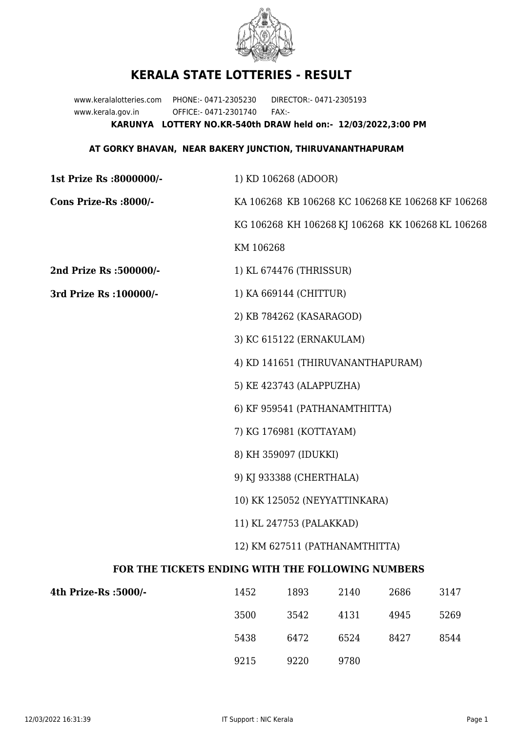# KERALA STATE LOTTERIES - RESULT

www.keralalotteries.com PHONE:- 0471-2305230 DIRECTOR:- 0471-2305193
www.kerala.gov.in OFFICE:- 0471-2301740 FAX:-

**KARUNYA LOTTERY NO.KR-540th DRAW held on:- 12/03/2022,3:00 PM**

**AT GORKY BHAVAN, NEAR BAKERY JUNCTION, THIRUVANANTHAPURAM**

**1st Prize Rs :8000000/-** 1) KD 106268 (ADOOR)

**Cons Prize-Rs :8000/-** KA 106268 KB 106268 KC 106268 KE 106268 KF 106268 KG 106268 KH 106268 KJ 106268 KK 106268 KL 106268 KM 106268

**2nd Prize Rs :500000/-** 1) KL 674476 (THRISSUR)

**3rd Prize Rs :100000/-**

1) KA 669144 (CHITTUR)
2) KB 784262 (KASARAGOD)
3) KC 615122 (ERNAKULAM)
4) KD 141651 (THIRUVANANTHAPURAM)
5) KE 423743 (ALAPPUZHA)
6) KF 959541 (PATHANAMTHITTA)
7) KG 176981 (KOTTAYAM)
8) KH 359097 (IDUKKI)
9) KJ 933388 (CHERTHALA)
10) KK 125052 (NEYYATTINKARA)
11) KL 247753 (PALAKKAD)
12) KM 627511 (PATHANAMTHITTA)

## FOR THE TICKETS ENDING WITH THE FOLLOWING NUMBERS

**4th Prize-Rs :5000/-**

| | | | | |
|---|---|---|---|---|
| 1452 | 1893 | 2140 | 2686 | 3147 |
| 3500 | 3542 | 4131 | 4945 | 5269 |
| 5438 | 6472 | 6524 | 8427 | 8544 |
| 9215 | 9220 | 9780 | | |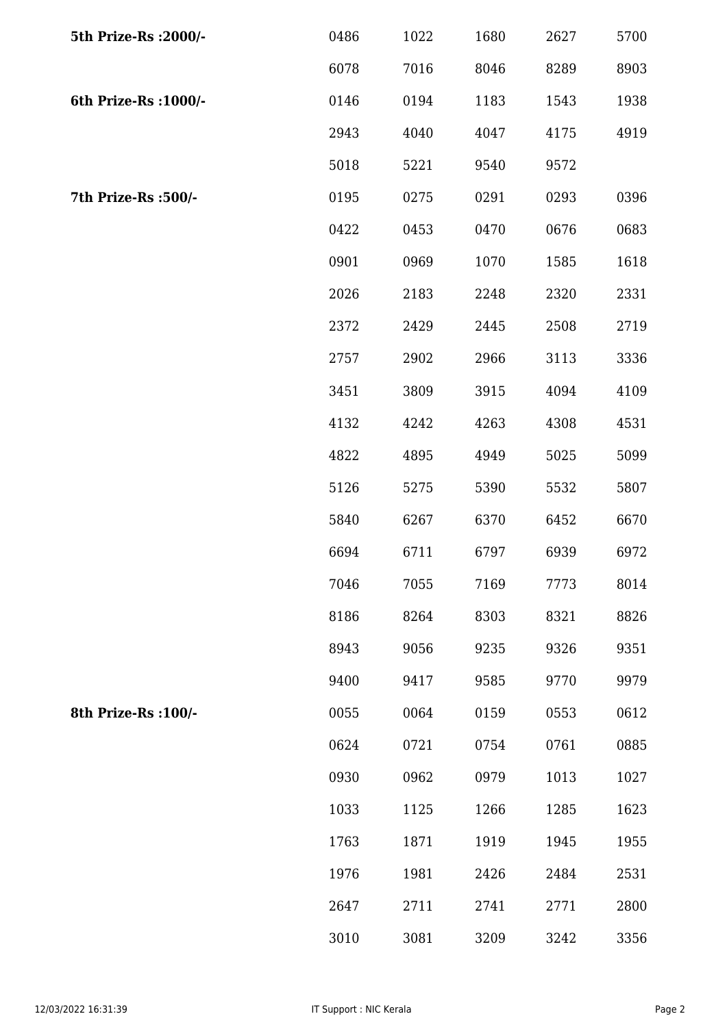| | | | | | |
|---|---|---|---|---|---|
| **5th Prize-Rs :2000/-** | 0486 | 1022 | 1680 | 2627 | 5700 |
| | 6078 | 7016 | 8046 | 8289 | 8903 |
| **6th Prize-Rs :1000/-** | 0146 | 0194 | 1183 | 1543 | 1938 |
| | 2943 | 4040 | 4047 | 4175 | 4919 |
| | 5018 | 5221 | 9540 | 9572 | |
| **7th Prize-Rs :500/-** | 0195 | 0275 | 0291 | 0293 | 0396 |
| | 0422 | 0453 | 0470 | 0676 | 0683 |
| | 0901 | 0969 | 1070 | 1585 | 1618 |
| | 2026 | 2183 | 2248 | 2320 | 2331 |
| | 2372 | 2429 | 2445 | 2508 | 2719 |
| | 2757 | 2902 | 2966 | 3113 | 3336 |
| | 3451 | 3809 | 3915 | 4094 | 4109 |
| | 4132 | 4242 | 4263 | 4308 | 4531 |
| | 4822 | 4895 | 4949 | 5025 | 5099 |
| | 5126 | 5275 | 5390 | 5532 | 5807 |
| | 5840 | 6267 | 6370 | 6452 | 6670 |
| | 6694 | 6711 | 6797 | 6939 | 6972 |
| | 7046 | 7055 | 7169 | 7773 | 8014 |
| | 8186 | 8264 | 8303 | 8321 | 8826 |
| | 8943 | 9056 | 9235 | 9326 | 9351 |
| | 9400 | 9417 | 9585 | 9770 | 9979 |
| **8th Prize-Rs :100/-** | 0055 | 0064 | 0159 | 0553 | 0612 |
| | 0624 | 0721 | 0754 | 0761 | 0885 |
| | 0930 | 0962 | 0979 | 1013 | 1027 |
| | 1033 | 1125 | 1266 | 1285 | 1623 |
| | 1763 | 1871 | 1919 | 1945 | 1955 |
| | 1976 | 1981 | 2426 | 2484 | 2531 |
| | 2647 | 2711 | 2741 | 2771 | 2800 |
| | 3010 | 3081 | 3209 | 3242 | 3356 |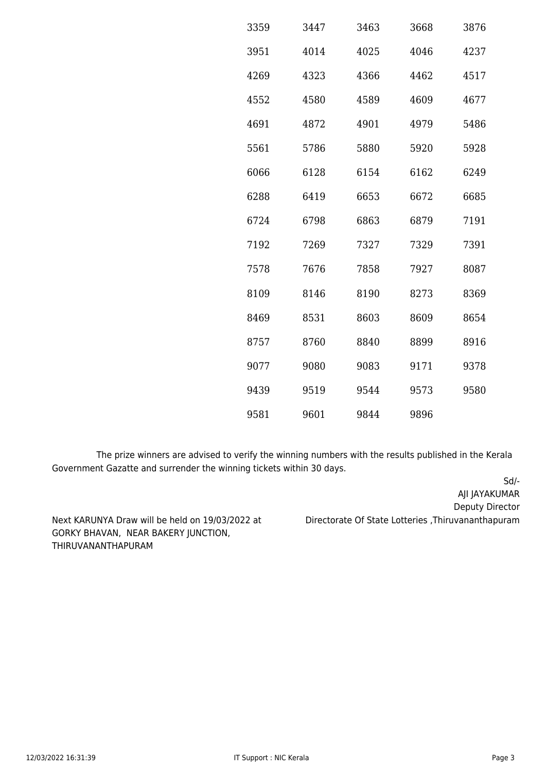| | | | | |
|---|---|---|---|---|
| 3359 | 3447 | 3463 | 3668 | 3876 |
| 3951 | 4014 | 4025 | 4046 | 4237 |
| 4269 | 4323 | 4366 | 4462 | 4517 |
| 4552 | 4580 | 4589 | 4609 | 4677 |
| 4691 | 4872 | 4901 | 4979 | 5486 |
| 5561 | 5786 | 5880 | 5920 | 5928 |
| 6066 | 6128 | 6154 | 6162 | 6249 |
| 6288 | 6419 | 6653 | 6672 | 6685 |
| 6724 | 6798 | 6863 | 6879 | 7191 |
| 7192 | 7269 | 7327 | 7329 | 7391 |
| 7578 | 7676 | 7858 | 7927 | 8087 |
| 8109 | 8146 | 8190 | 8273 | 8369 |
| 8469 | 8531 | 8603 | 8609 | 8654 |
| 8757 | 8760 | 8840 | 8899 | 8916 |
| 9077 | 9080 | 9083 | 9171 | 9378 |
| 9439 | 9519 | 9544 | 9573 | 9580 |
| 9581 | 9601 | 9844 | 9896 | |

The prize winners are advised to verify the winning numbers with the results published in the Kerala Government Gazatte and surrender the winning tickets within 30 days.

Sd/-
AJI JAYAKUMAR
Deputy Director
Directorate Of State Lotteries ,Thiruvananthapuram

Next KARUNYA Draw will be held on 19/03/2022 at GORKY BHAVAN, NEAR BAKERY JUNCTION, THIRUVANANTHAPURAM